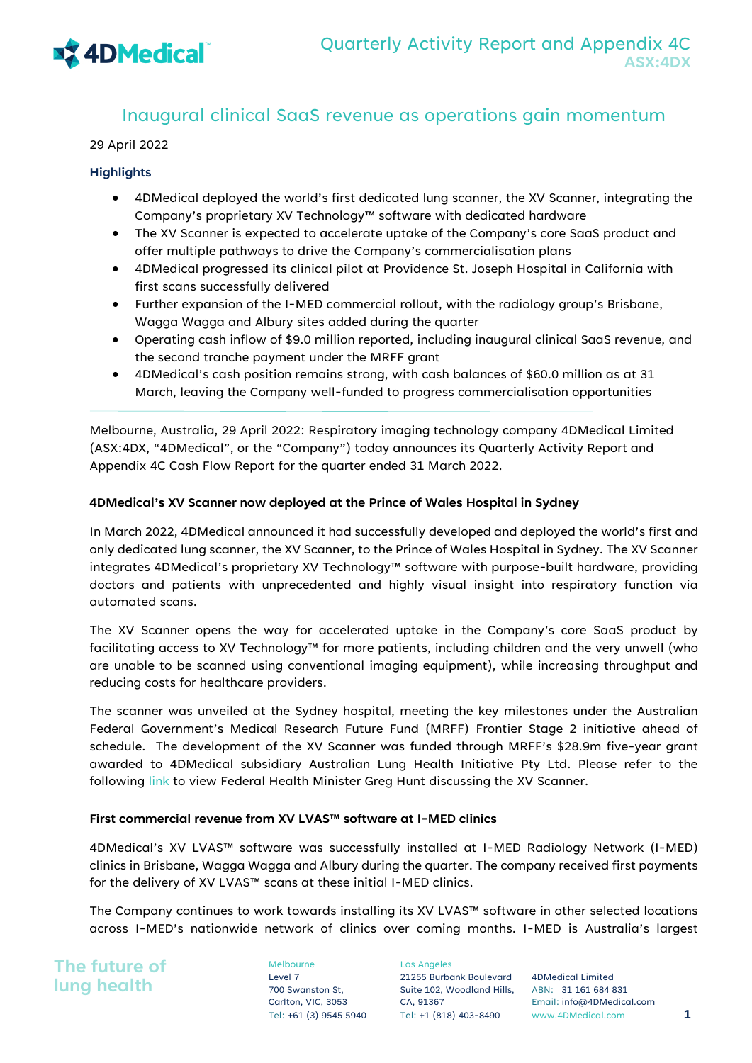# Inaugural clinical SaaS revenue as operations gain momentum

29 April 2022

### Highlights

- 4DMedical deployed the world's first dedicated lung scanner, the XV Scanner, integrating the Company's proprietary XV Technology™ software with dedicated hardware
- The XV Scanner is expected to accelerate uptake of the Company's core SaaS product and offer multiple pathways to drive the Company's commercialisation plans
- 4DMedical progressed its clinical pilot at Providence St. Joseph Hospital in California with first scans successfully delivered
- Further expansion of the I-MED commercial rollout, with the radiology group's Brisbane, Wagga Wagga and Albury sites added during the quarter
- Operating cash inflow of $9.0 million reported, including inaugural clinical SaaS revenue, and the second tranche payment under the MRFF grant
- 4DMedical's cash position remains strong, with cash balances of $60.0 million as at 31 March, leaving the Company well-funded to progress commercialisation opportunities

Melbourne, Australia, 29 April 2022: Respiratory imaging technology company 4DMedical Limited (ASX:4DX, "4DMedical", or the "Company") today announces its Quarterly Activity Report and Appendix 4C Cash Flow Report for the quarter ended 31 March 2022.

### 4DMedical's XV Scanner now deployed at the Prince of Wales Hospital in Sydney

In March 2022, 4DMedical announced it had successfully developed and deployed the world's first and only dedicated lung scanner, the XV Scanner, to the Prince of Wales Hospital in Sydney. The XV Scanner integrates 4DMedical's proprietary XV Technology™ software with purpose-built hardware, providing doctors and patients with unprecedented and highly visual insight into respiratory function via automated scans.

The XV Scanner opens the way for accelerated uptake in the Company's core SaaS product by facilitating access to XV Technology™ for more patients, including children and the very unwell (who are unable to be scanned using conventional imaging equipment), while increasing throughput and reducing costs for healthcare providers.

The scanner was unveiled at the Sydney hospital, meeting the key milestones under the Australian Federal Government's Medical Research Future Fund (MRFF) Frontier Stage 2 initiative ahead of schedule. The development of the XV Scanner was funded through MRFF's $28.9m five-year grant awarded to 4DMedical subsidiary Australian Lung Health Initiative Pty Ltd. Please refer to the following link to view Federal Health Minister Greg Hunt discussing the XV Scanner.

### First commercial revenue from XV LVAS™ software at I-MED clinics

4DMedical's XV LVAS™ software was successfully installed at I-MED Radiology Network (I-MED) clinics in Brisbane, Wagga Wagga and Albury during the quarter. The company received first payments for the delivery of XV LVAS™ scans at these initial I-MED clinics.

The Company continues to work towards installing its XV LVAS™ software in other selected locations across I-MED's nationwide network of clinics over coming months. I-MED is Australia's largest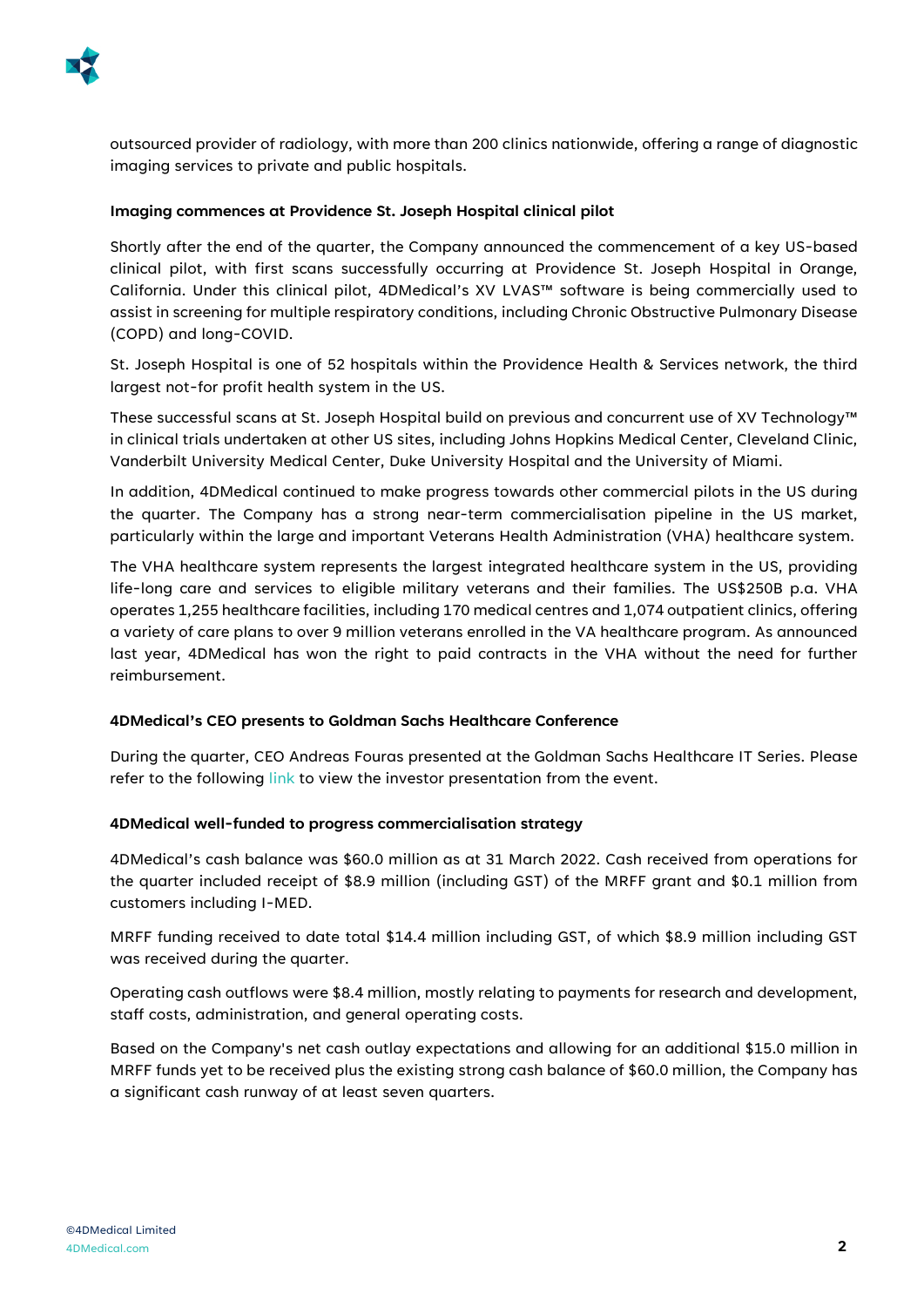outsourced provider of radiology, with more than 200 clinics nationwide, offering a range of diagnostic imaging services to private and public hospitals.

**Imaging commences at Providence St. Joseph Hospital clinical pilot**

Shortly after the end of the quarter, the Company announced the commencement of a key US-based clinical pilot, with first scans successfully occurring at Providence St. Joseph Hospital in Orange, California. Under this clinical pilot, 4DMedical's XV LVAS™ software is being commercially used to assist in screening for multiple respiratory conditions, including Chronic Obstructive Pulmonary Disease (COPD) and long-COVID.

St. Joseph Hospital is one of 52 hospitals within the Providence Health & Services network, the third largest not-for profit health system in the US.

These successful scans at St. Joseph Hospital build on previous and concurrent use of XV Technology™ in clinical trials undertaken at other US sites, including Johns Hopkins Medical Center, Cleveland Clinic, Vanderbilt University Medical Center, Duke University Hospital and the University of Miami.

In addition, 4DMedical continued to make progress towards other commercial pilots in the US during the quarter. The Company has a strong near-term commercialisation pipeline in the US market, particularly within the large and important Veterans Health Administration (VHA) healthcare system.

The VHA healthcare system represents the largest integrated healthcare system in the US, providing life-long care and services to eligible military veterans and their families. The US$250B p.a. VHA operates 1,255 healthcare facilities, including 170 medical centres and 1,074 outpatient clinics, offering a variety of care plans to over 9 million veterans enrolled in the VA healthcare program. As announced last year, 4DMedical has won the right to paid contracts in the VHA without the need for further reimbursement.

**4DMedical's CEO presents to Goldman Sachs Healthcare Conference**

During the quarter, CEO Andreas Fouras presented at the Goldman Sachs Healthcare IT Series. Please refer to the following link to view the investor presentation from the event.

**4DMedical well-funded to progress commercialisation strategy**

4DMedical's cash balance was $60.0 million as at 31 March 2022. Cash received from operations for the quarter included receipt of $8.9 million (including GST) of the MRFF grant and $0.1 million from customers including I-MED.

MRFF funding received to date total $14.4 million including GST, of which $8.9 million including GST was received during the quarter.

Operating cash outflows were $8.4 million, mostly relating to payments for research and development, staff costs, administration, and general operating costs.

Based on the Company's net cash outlay expectations and allowing for an additional $15.0 million in MRFF funds yet to be received plus the existing strong cash balance of $60.0 million, the Company has a significant cash runway of at least seven quarters.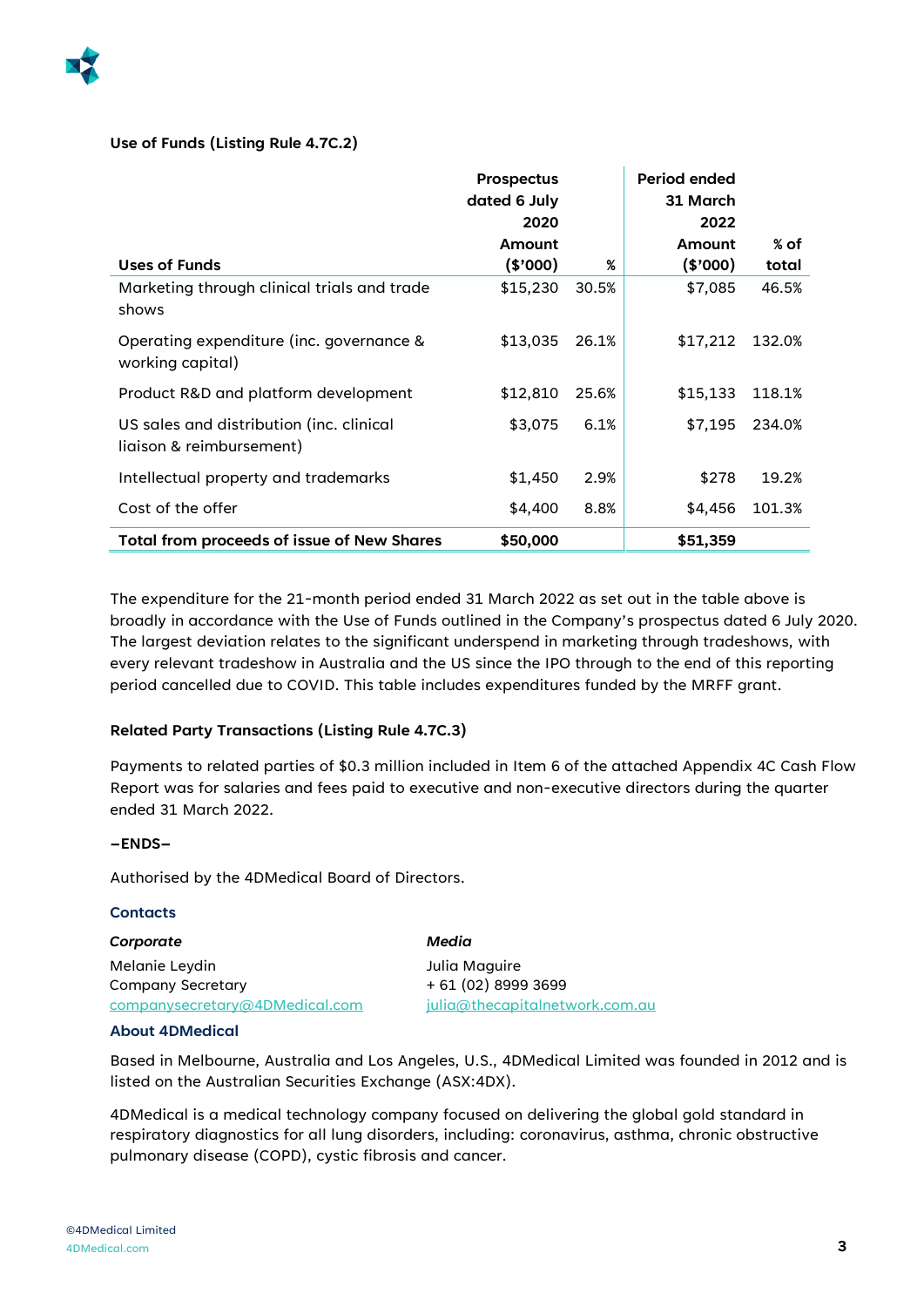**Use of Funds (Listing Rule 4.7C.2)**

| Uses of Funds | Prospectus dated 6 July 2020 Amount ($'000) | % | Period ended 31 March 2022 Amount ($'000) | % of total |
|---|---|---|---|---|
| Marketing through clinical trials and trade shows | $15,230 | 30.5% | $7,085 | 46.5% |
| Operating expenditure (inc. governance & working capital) | $13,035 | 26.1% | $17,212 | 132.0% |
| Product R&D and platform development | $12,810 | 25.6% | $15,133 | 118.1% |
| US sales and distribution (inc. clinical liaison & reimbursement) | $3,075 | 6.1% | $7,195 | 234.0% |
| Intellectual property and trademarks | $1,450 | 2.9% | $278 | 19.2% |
| Cost of the offer | $4,400 | 8.8% | $4,456 | 101.3% |
| **Total from proceeds of issue of New Shares** | **$50,000** | | **$51,359** | |

The expenditure for the 21-month period ended 31 March 2022 as set out in the table above is broadly in accordance with the Use of Funds outlined in the Company's prospectus dated 6 July 2020. The largest deviation relates to the significant underspend in marketing through tradeshows, with every relevant tradeshow in Australia and the US since the IPO through to the end of this reporting period cancelled due to COVID. This table includes expenditures funded by the MRFF grant.

**Related Party Transactions (Listing Rule 4.7C.3)**

Payments to related parties of $0.3 million included in Item 6 of the attached Appendix 4C Cash Flow Report was for salaries and fees paid to executive and non-executive directors during the quarter ended 31 March 2022.

**–ENDS–**

Authorised by the 4DMedical Board of Directors.

**Contacts**

***Corporate***
Melanie Leydin
Company Secretary
companysecretary@4DMedical.com

***Media***
Julia Maguire
+ 61 (02) 8999 3699
julia@thecapitalnetwork.com.au

**About 4DMedical**

Based in Melbourne, Australia and Los Angeles, U.S., 4DMedical Limited was founded in 2012 and is listed on the Australian Securities Exchange (ASX:4DX).

4DMedical is a medical technology company focused on delivering the global gold standard in respiratory diagnostics for all lung disorders, including: coronavirus, asthma, chronic obstructive pulmonary disease (COPD), cystic fibrosis and cancer.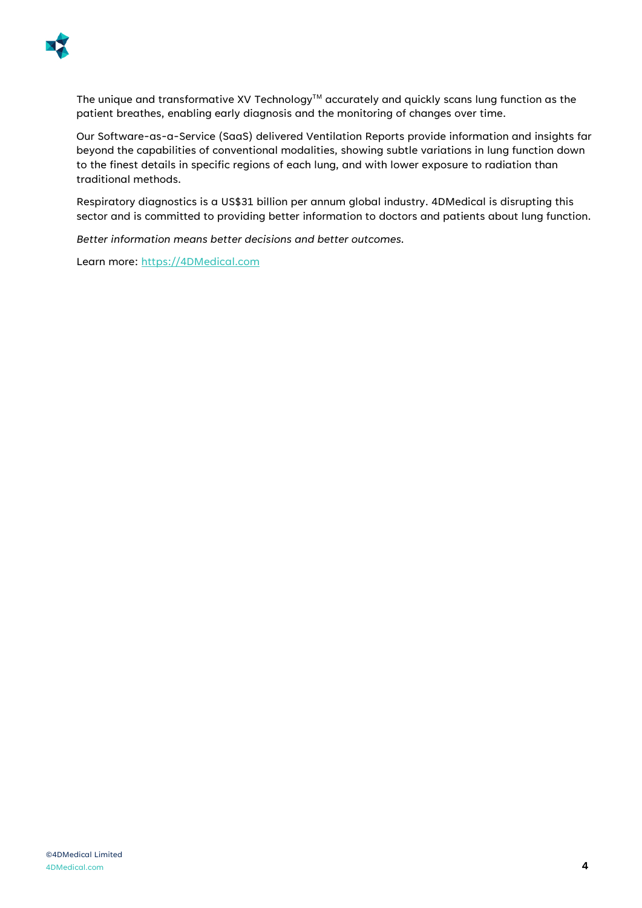The unique and transformative XV Technology™ accurately and quickly scans lung function as the patient breathes, enabling early diagnosis and the monitoring of changes over time.

Our Software-as-a-Service (SaaS) delivered Ventilation Reports provide information and insights far beyond the capabilities of conventional modalities, showing subtle variations in lung function down to the finest details in specific regions of each lung, and with lower exposure to radiation than traditional methods.

Respiratory diagnostics is a US$31 billion per annum global industry. 4DMedical is disrupting this sector and is committed to providing better information to doctors and patients about lung function.

*Better information means better decisions and better outcomes.*

Learn more: [https://4DMedical.com](https://4DMedical.com)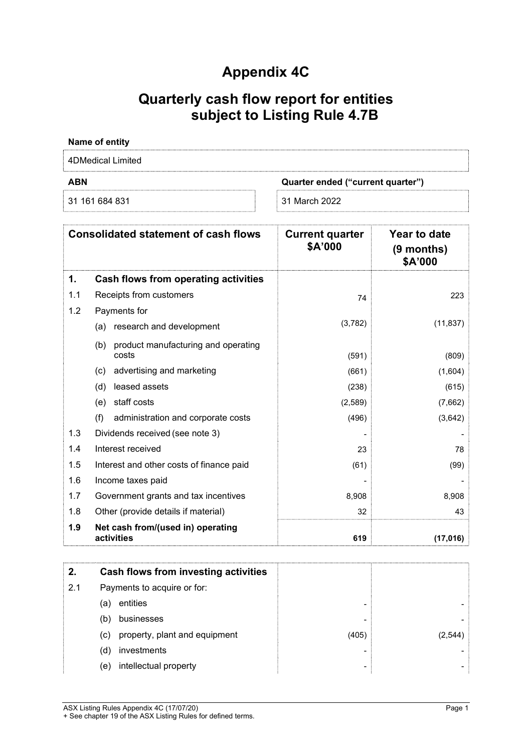# Appendix 4C

# Quarterly cash flow report for entities subject to Listing Rule 4.7B

**Name of entity**

4DMedical Limited

| ABN | Quarter ended ("current quarter") |
|---|---|
| 31 161 684 831 | 31 March 2022 |

| | Consolidated statement of cash flows | Current quarter $A'000 | Year to date (9 months) $A'000 |
|---|---|---|---|
| **1.** | **Cash flows from operating activities** | | |
| 1.1 | Receipts from customers | 74 | 223 |
| 1.2 | Payments for | | |
| | (a) research and development | (3,782) | (11,837) |
| | (b) product manufacturing and operating costs | (591) | (809) |
| | (c) advertising and marketing | (661) | (1,604) |
| | (d) leased assets | (238) | (615) |
| | (e) staff costs | (2,589) | (7,662) |
| | (f) administration and corporate costs | (496) | (3,642) |
| 1.3 | Dividends received (see note 3) | - | - |
| 1.4 | Interest received | 23 | 78 |
| 1.5 | Interest and other costs of finance paid | (61) | (99) |
| 1.6 | Income taxes paid | - | - |
| 1.7 | Government grants and tax incentives | 8,908 | 8,908 |
| 1.8 | Other (provide details if material) | 32 | 43 |
| **1.9** | **Net cash from/(used in) operating activities** | **619** | **(17,016)** |

| | | | |
|---|---|---|---|
| **2.** | **Cash flows from investing activities** | | |
| 2.1 | Payments to acquire or for: | | |
| | (a) entities | - | - |
| | (b) businesses | - | - |
| | (c) property, plant and equipment | (405) | (2,544) |
| | (d) investments | - | - |
| | (e) intellectual property | - | - |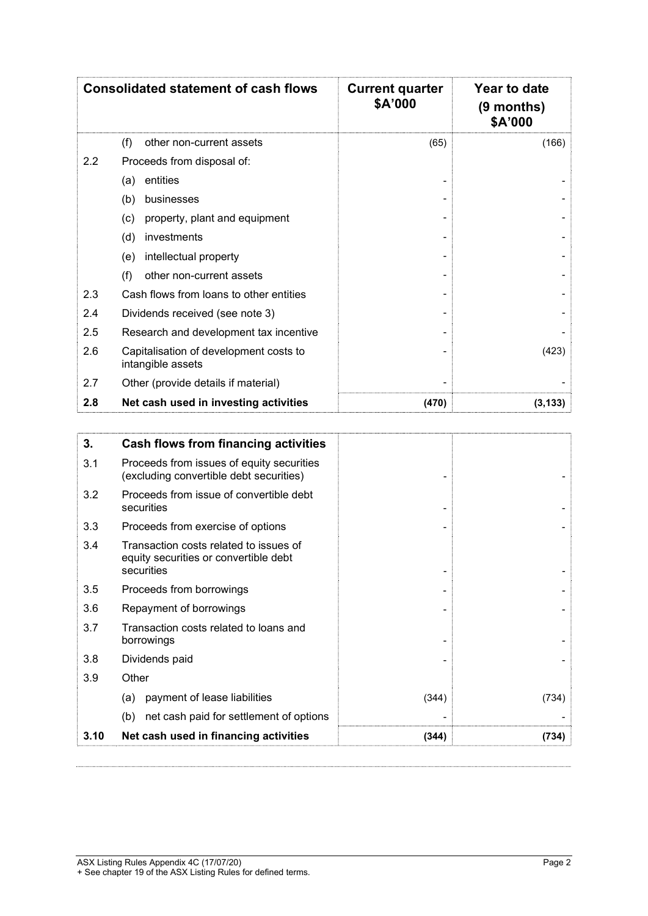| Consolidated statement of cash flows | | Current quarter $A'000 | Year to date (9 months) $A'000 |
|---|---|---|---|
| | (f) other non-current assets | (65) | (166) |
| 2.2 | Proceeds from disposal of: | | |
| | (a) entities | - | - |
| | (b) businesses | - | - |
| | (c) property, plant and equipment | - | - |
| | (d) investments | - | - |
| | (e) intellectual property | - | - |
| | (f) other non-current assets | - | - |
| 2.3 | Cash flows from loans to other entities | - | - |
| 2.4 | Dividends received (see note 3) | - | - |
| 2.5 | Research and development tax incentive | - | - |
| 2.6 | Capitalisation of development costs to intangible assets | - | (423) |
| 2.7 | Other (provide details if material) | - | - |
| **2.8** | **Net cash used in investing activities** | **(470)** | **(3,133)** |

| **3.** | **Cash flows from financing activities** | | |
|---|---|---|---|
| 3.1 | Proceeds from issues of equity securities (excluding convertible debt securities) | - | - |
| 3.2 | Proceeds from issue of convertible debt securities | - | - |
| 3.3 | Proceeds from exercise of options | - | - |
| 3.4 | Transaction costs related to issues of equity securities or convertible debt securities | - | - |
| 3.5 | Proceeds from borrowings | - | - |
| 3.6 | Repayment of borrowings | - | - |
| 3.7 | Transaction costs related to loans and borrowings | - | - |
| 3.8 | Dividends paid | - | - |
| 3.9 | Other | | |
| | (a) payment of lease liabilities | (344) | (734) |
| | (b) net cash paid for settlement of options | - | - |
| **3.10** | **Net cash used in financing activities** | **(344)** | **(734)** |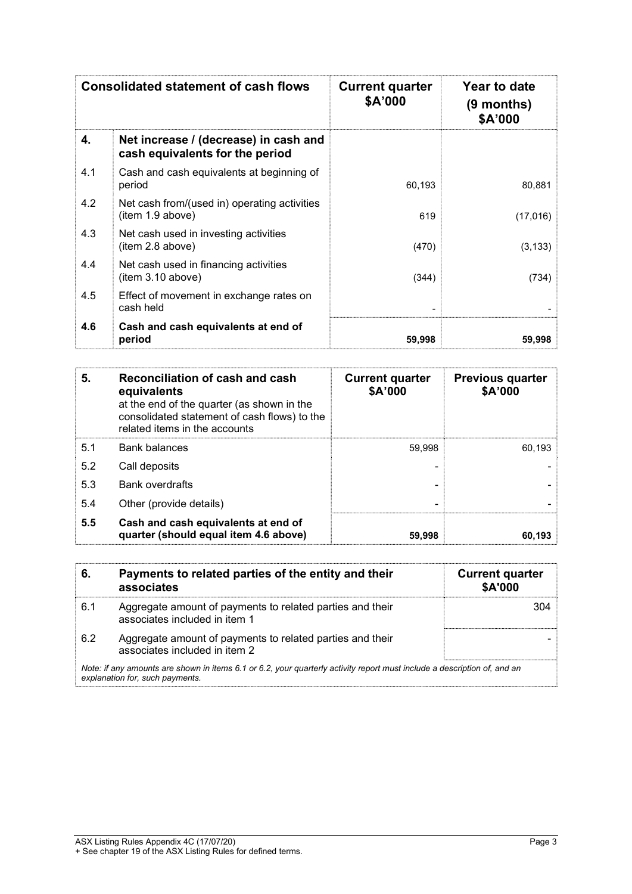| | Consolidated statement of cash flows | Current quarter $A'000 | Year to date (9 months) $A'000 |
|---|---|---|---|
| **4.** | **Net increase / (decrease) in cash and cash equivalents for the period** | | |
| 4.1 | Cash and cash equivalents at beginning of period | 60,193 | 80,881 |
| 4.2 | Net cash from/(used in) operating activities (item 1.9 above) | 619 | (17,016) |
| 4.3 | Net cash used in investing activities (item 2.8 above) | (470) | (3,133) |
| 4.4 | Net cash used in financing activities (item 3.10 above) | (344) | (734) |
| 4.5 | Effect of movement in exchange rates on cash held | - | - |
| **4.6** | **Cash and cash equivalents at end of period** | **59,998** | **59,998** |

| **5.** | **Reconciliation of cash and cash equivalents** at the end of the quarter (as shown in the consolidated statement of cash flows) to the related items in the accounts | **Current quarter $A'000** | **Previous quarter $A'000** |
|---|---|---|---|
| 5.1 | Bank balances | 59,998 | 60,193 |
| 5.2 | Call deposits | - | - |
| 5.3 | Bank overdrafts | - | - |
| 5.4 | Other (provide details) | - | - |
| **5.5** | **Cash and cash equivalents at end of quarter (should equal item 4.6 above)** | **59,998** | **60,193** |

| **6.** | **Payments to related parties of the entity and their associates** | **Current quarter $A'000** |
|---|---|---|
| 6.1 | Aggregate amount of payments to related parties and their associates included in item 1 | 304 |
| 6.2 | Aggregate amount of payments to related parties and their associates included in item 2 | - |

*Note: if any amounts are shown in items 6.1 or 6.2, your quarterly activity report must include a description of, and an explanation for, such payments.*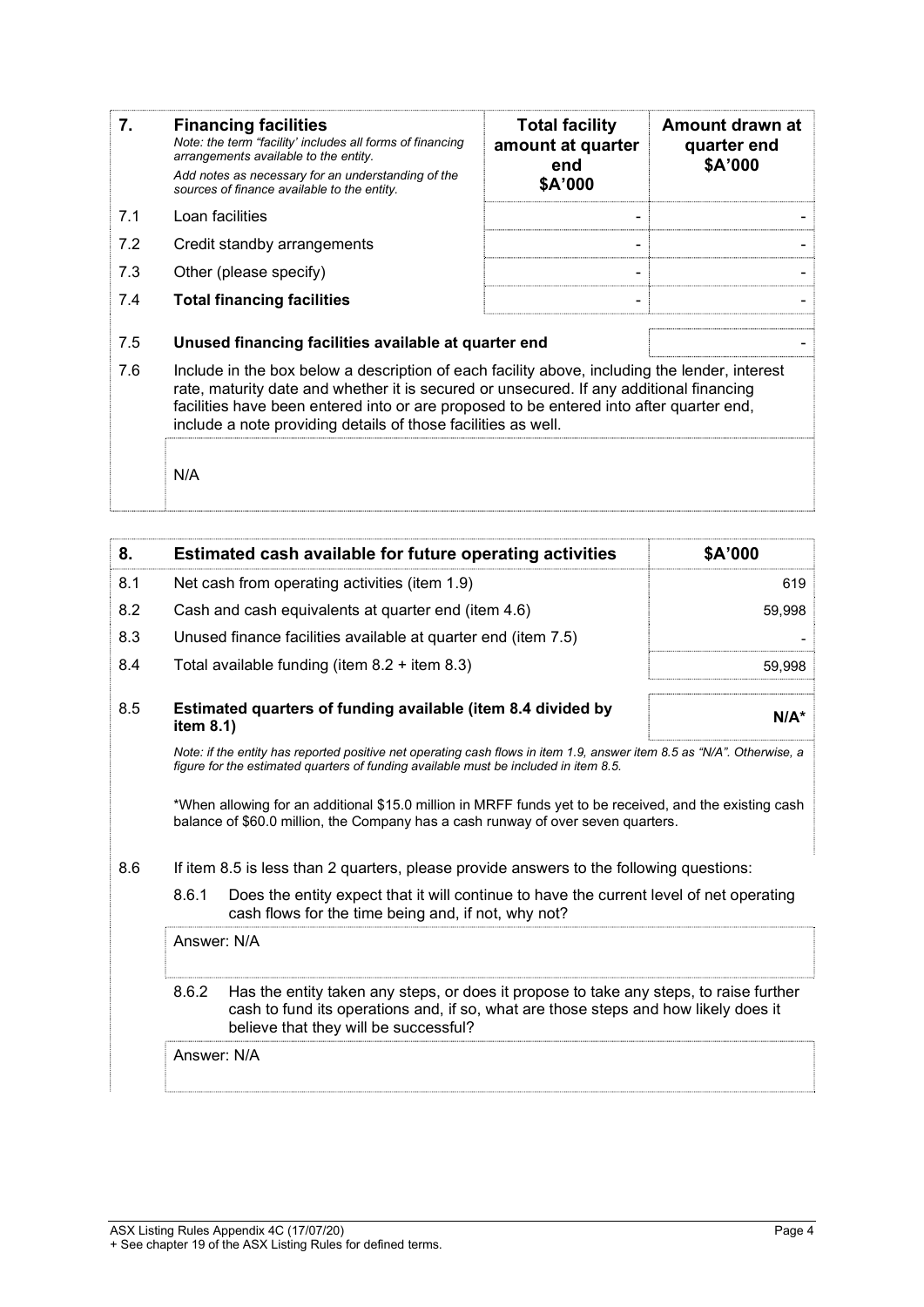| 7. | **Financing facilities**<br>*Note: the term "facility' includes all forms of financing arrangements available to the entity.*<br>*Add notes as necessary for an understanding of the sources of finance available to the entity.* | **Total facility amount at quarter end**<br>**\$A'000** | **Amount drawn at quarter end**<br>**\$A'000** |
|---|---|---|---|
| 7.1 | Loan facilities | - | - |
| 7.2 | Credit standby arrangements | - | - |
| 7.3 | Other (please specify) | - | - |
| 7.4 | **Total financing facilities** | - | - |

| | | |
|---|---|---|
| 7.5 | **Unused financing facilities available at quarter end** | - |

7.6 Include in the box below a description of each facility above, including the lender, interest rate, maturity date and whether it is secured or unsecured. If any additional financing facilities have been entered into or are proposed to be entered into after quarter end, include a note providing details of those facilities as well.

N/A

| 8. | **Estimated cash available for future operating activities** | **\$A'000** |
|---|---|---|
| 8.1 | Net cash from operating activities (item 1.9) | 619 |
| 8.2 | Cash and cash equivalents at quarter end (item 4.6) | 59,998 |
| 8.3 | Unused finance facilities available at quarter end (item 7.5) | - |
| 8.4 | Total available funding (item 8.2 + item 8.3) | 59,998 |
| 8.5 | **Estimated quarters of funding available (item 8.4 divided by item 8.1)** | **N/A*** |

*Note: if the entity has reported positive net operating cash flows in item 1.9, answer item 8.5 as "N/A". Otherwise, a figure for the estimated quarters of funding available must be included in item 8.5.*

*When allowing for an additional \$15.0 million in MRFF funds yet to be received, and the existing cash balance of \$60.0 million, the Company has a cash runway of over seven quarters.

8.6 If item 8.5 is less than 2 quarters, please provide answers to the following questions:

8.6.1 Does the entity expect that it will continue to have the current level of net operating cash flows for the time being and, if not, why not?

Answer: N/A

8.6.2 Has the entity taken any steps, or does it propose to take any steps, to raise further cash to fund its operations and, if so, what are those steps and how likely does it believe that they will be successful?

Answer: N/A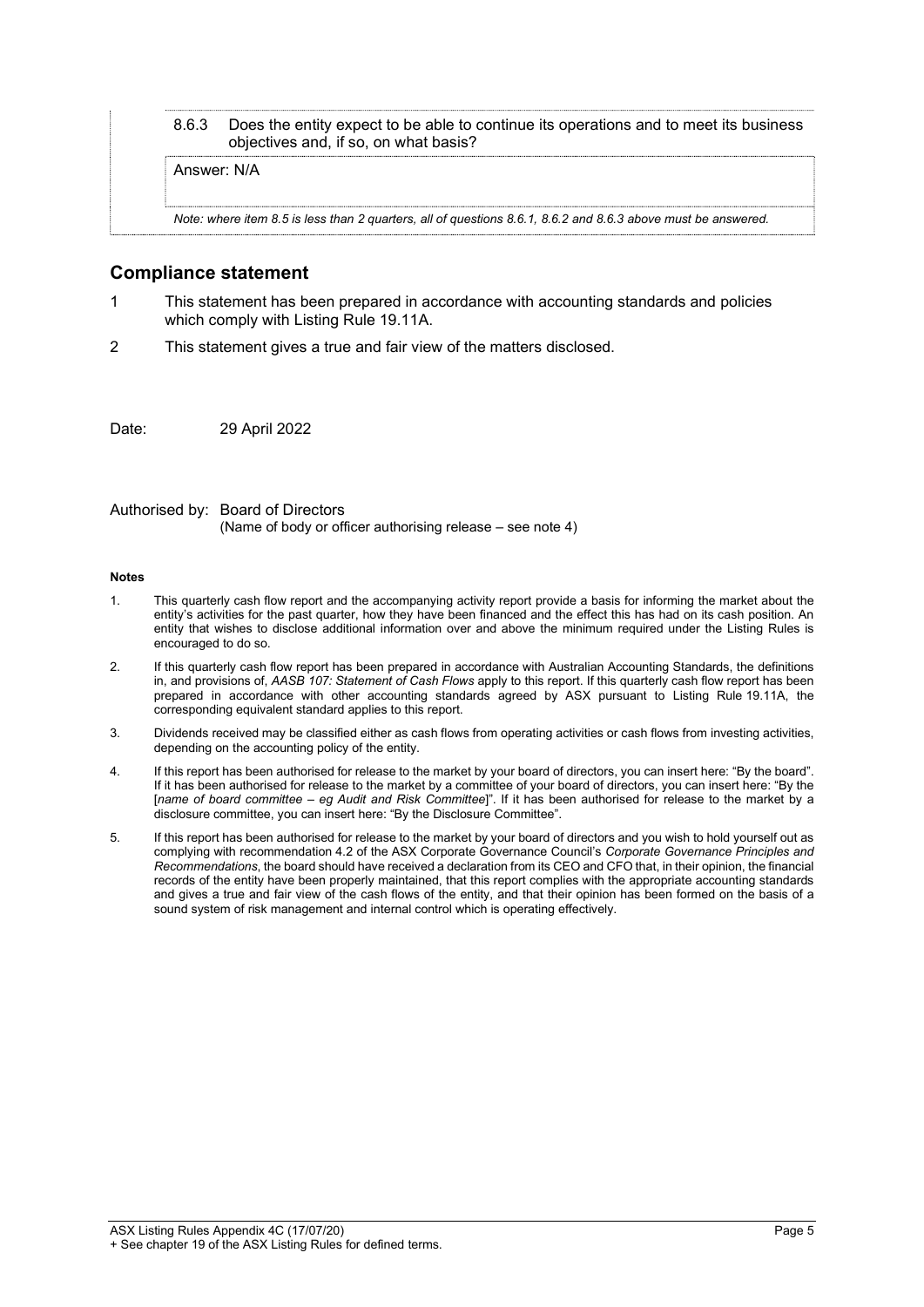8.6.3 Does the entity expect to be able to continue its operations and to meet its business objectives and, if so, on what basis?

Answer: N/A

*Note: where item 8.5 is less than 2 quarters, all of questions 8.6.1, 8.6.2 and 8.6.3 above must be answered.*

## Compliance statement

1. This statement has been prepared in accordance with accounting standards and policies which comply with Listing Rule 19.11A.
2. This statement gives a true and fair view of the matters disclosed.

Date: 29 April 2022

Authorised by: Board of Directors
(Name of body or officer authorising release – see note 4)

**Notes**

1. This quarterly cash flow report and the accompanying activity report provide a basis for informing the market about the entity's activities for the past quarter, how they have been financed and the effect this has had on its cash position. An entity that wishes to disclose additional information over and above the minimum required under the Listing Rules is encouraged to do so.
2. If this quarterly cash flow report has been prepared in accordance with Australian Accounting Standards, the definitions in, and provisions of, *AASB 107: Statement of Cash Flows* apply to this report. If this quarterly cash flow report has been prepared in accordance with other accounting standards agreed by ASX pursuant to Listing Rule 19.11A, the corresponding equivalent standard applies to this report.
3. Dividends received may be classified either as cash flows from operating activities or cash flows from investing activities, depending on the accounting policy of the entity.
4. If this report has been authorised for release to the market by your board of directors, you can insert here: "By the board". If it has been authorised for release to the market by a committee of your board of directors, you can insert here: "By the [*name of board committee – eg Audit and Risk Committee*]". If it has been authorised for release to the market by a disclosure committee, you can insert here: "By the Disclosure Committee".
5. If this report has been authorised for release to the market by your board of directors and you wish to hold yourself out as complying with recommendation 4.2 of the ASX Corporate Governance Council's *Corporate Governance Principles and Recommendations*, the board should have received a declaration from its CEO and CFO that, in their opinion, the financial records of the entity have been properly maintained, that this report complies with the appropriate accounting standards and gives a true and fair view of the cash flows of the entity, and that their opinion has been formed on the basis of a sound system of risk management and internal control which is operating effectively.